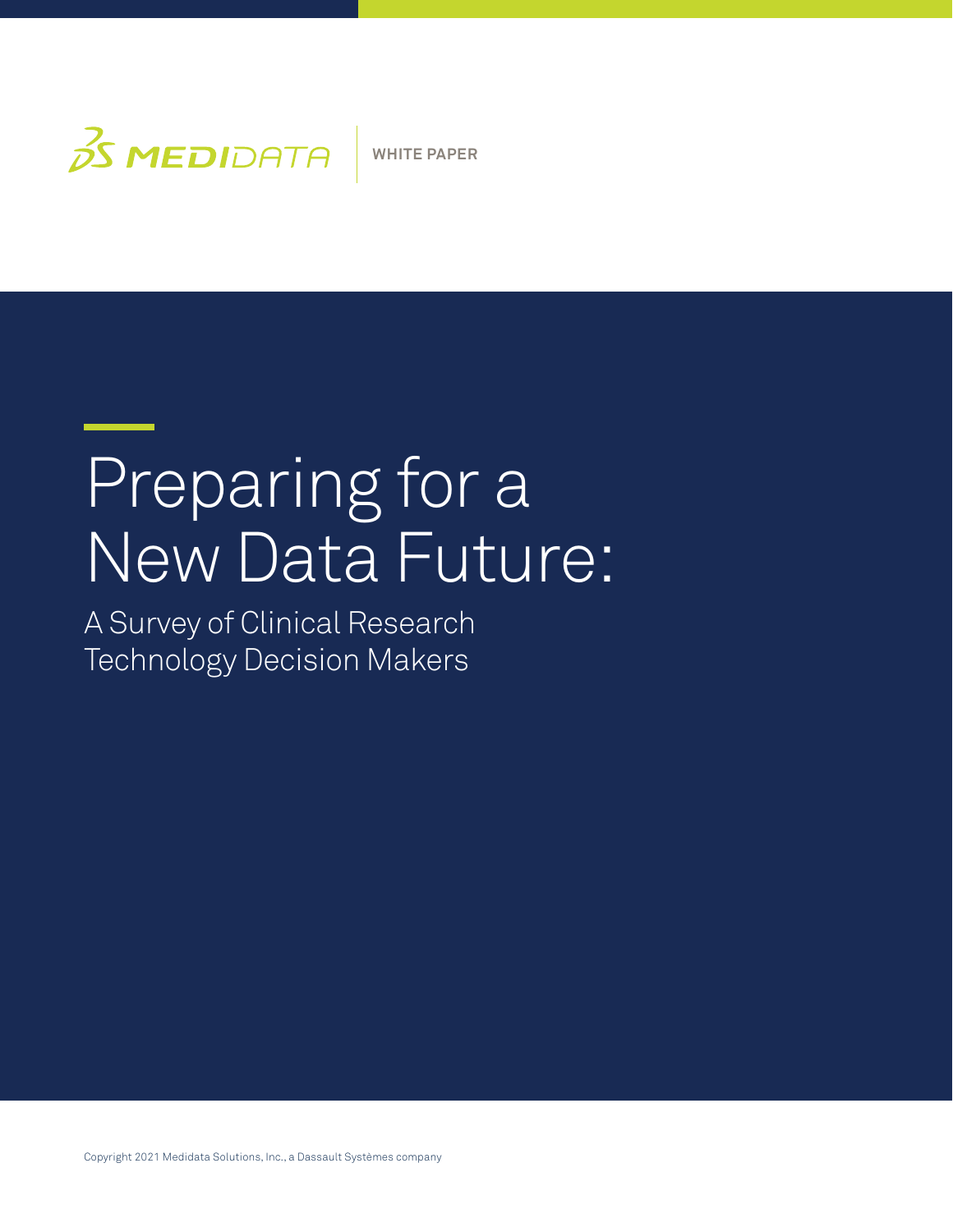MEDIDATA | WHITE PAPER

# Preparing for a New Data Future:

## A Survey of Clinical Research Technology Decision Makers

Copyright 2021 Medidata Solutions, Inc., a Dassault Systèmes company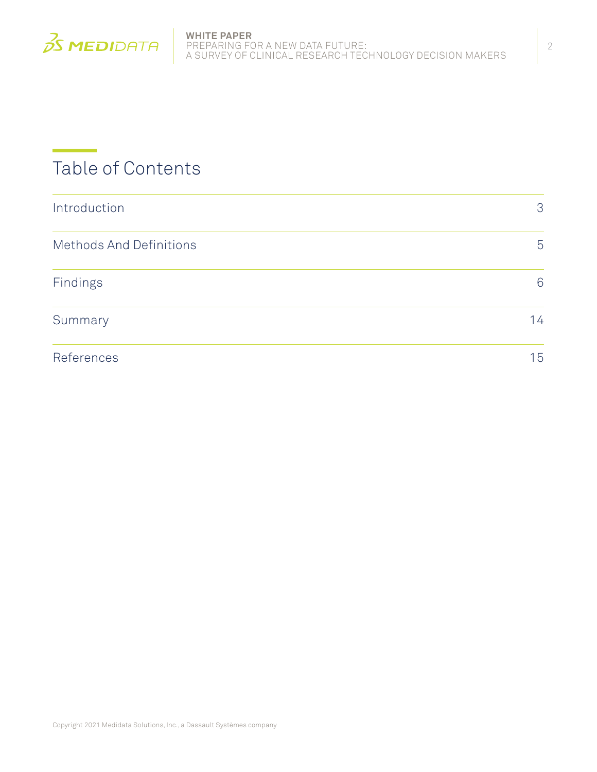# Table of Contents

| | |
|---|---|
| Introduction | 3 |
| Methods And Definitions | 5 |
| Findings | 6 |
| Summary | 14 |
| References | 15 |

Copyright 2021 Medidata Solutions, Inc., a Dassault Systèmes company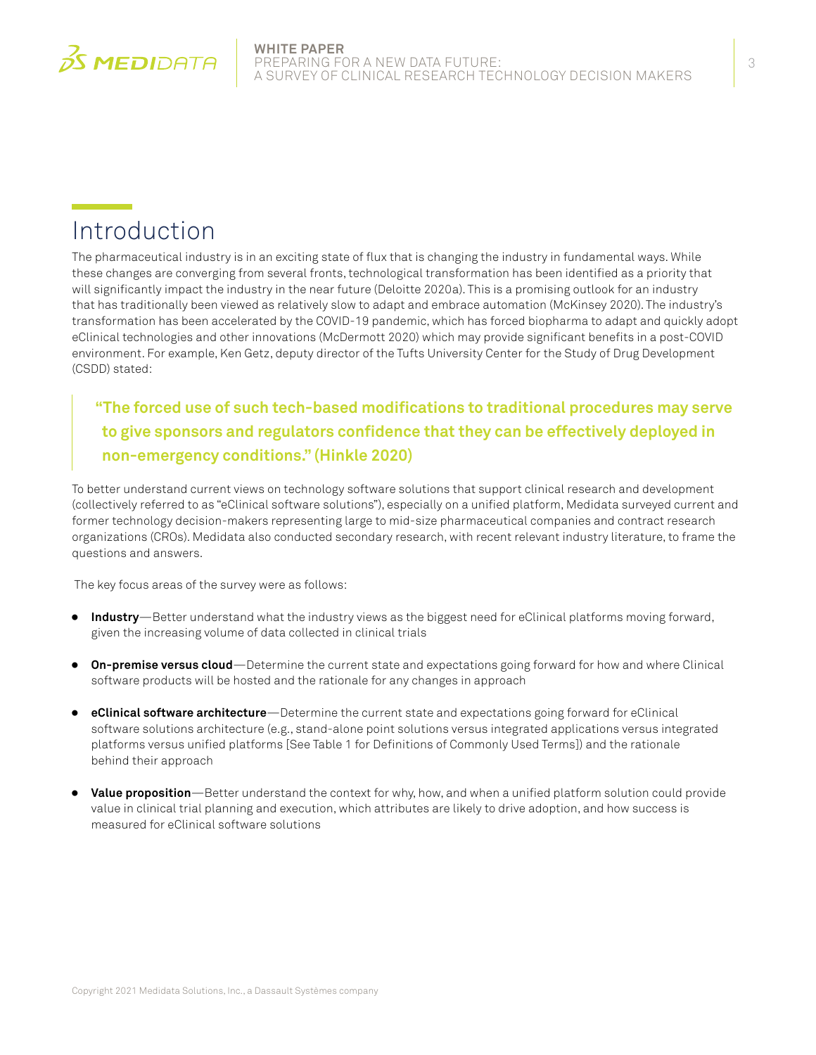## Introduction

The pharmaceutical industry is in an exciting state of flux that is changing the industry in fundamental ways. While these changes are converging from several fronts, technological transformation has been identified as a priority that will significantly impact the industry in the near future (Deloitte 2020a). This is a promising outlook for an industry that has traditionally been viewed as relatively slow to adapt and embrace automation (McKinsey 2020). The industry's transformation has been accelerated by the COVID-19 pandemic, which has forced biopharma to adapt and quickly adopt eClinical technologies and other innovations (McDermott 2020) which may provide significant benefits in a post-COVID environment. For example, Ken Getz, deputy director of the Tufts University Center for the Study of Drug Development (CSDD) stated:

> **"The forced use of such tech-based modifications to traditional procedures may serve to give sponsors and regulators confidence that they can be effectively deployed in non-emergency conditions." (Hinkle 2020)**

To better understand current views on technology software solutions that support clinical research and development (collectively referred to as "eClinical software solutions"), especially on a unified platform, Medidata surveyed current and former technology decision-makers representing large to mid-size pharmaceutical companies and contract research organizations (CROs). Medidata also conducted secondary research, with recent relevant industry literature, to frame the questions and answers.

The key focus areas of the survey were as follows:

- **Industry**—Better understand what the industry views as the biggest need for eClinical platforms moving forward, given the increasing volume of data collected in clinical trials
- **On-premise versus cloud**—Determine the current state and expectations going forward for how and where Clinical software products will be hosted and the rationale for any changes in approach
- **eClinical software architecture**—Determine the current state and expectations going forward for eClinical software solutions architecture (e.g., stand-alone point solutions versus integrated applications versus integrated platforms versus unified platforms [See Table 1 for Definitions of Commonly Used Terms]) and the rationale behind their approach
- **Value proposition**—Better understand the context for why, how, and when a unified platform solution could provide value in clinical trial planning and execution, which attributes are likely to drive adoption, and how success is measured for eClinical software solutions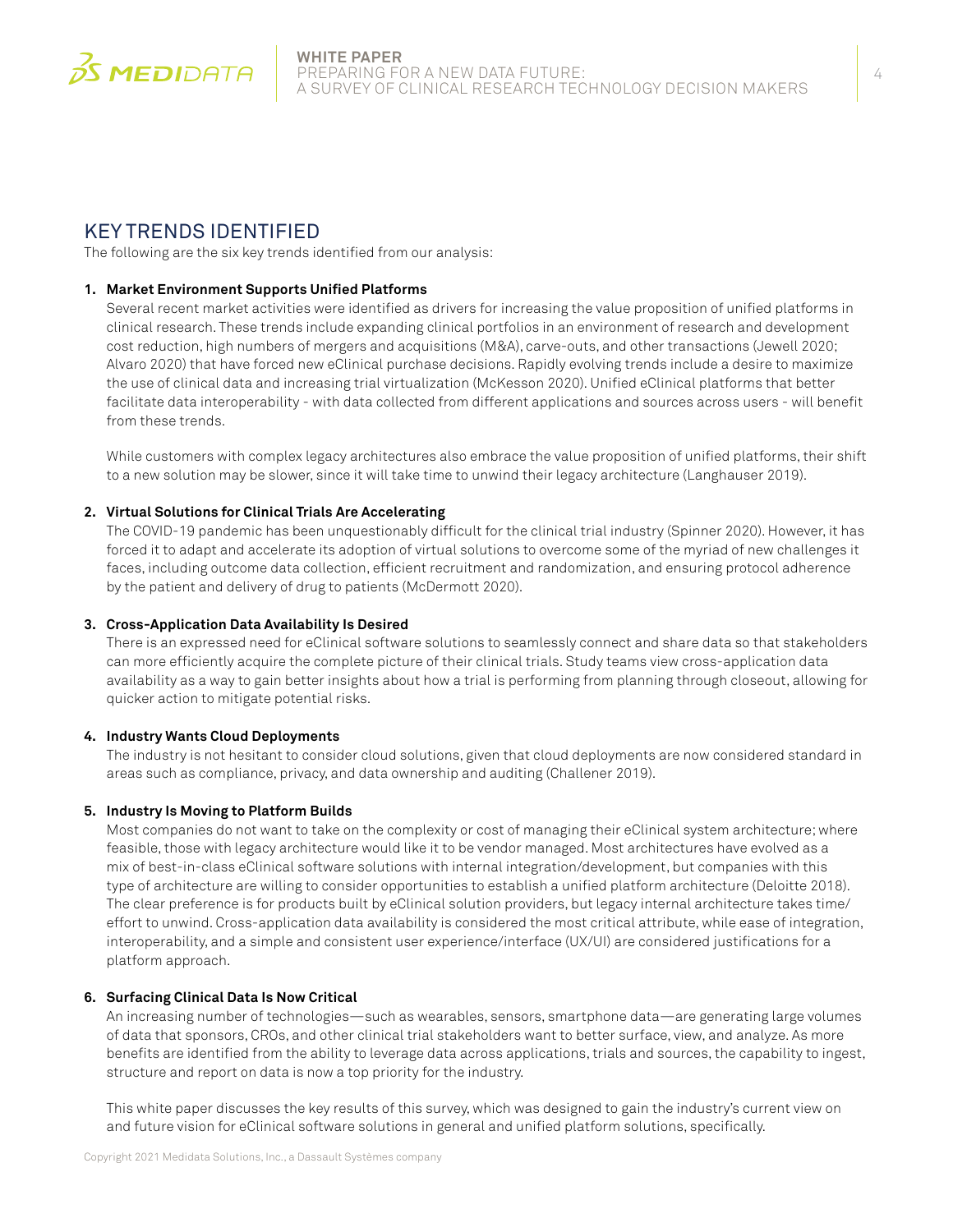## KEY TRENDS IDENTIFIED

The following are the six key trends identified from our analysis:

1. **Market Environment Supports Unified Platforms**

   Several recent market activities were identified as drivers for increasing the value proposition of unified platforms in clinical research. These trends include expanding clinical portfolios in an environment of research and development cost reduction, high numbers of mergers and acquisitions (M&A), carve-outs, and other transactions (Jewell 2020; Alvaro 2020) that have forced new eClinical purchase decisions. Rapidly evolving trends include a desire to maximize the use of clinical data and increasing trial virtualization (McKesson 2020). Unified eClinical platforms that better facilitate data interoperability - with data collected from different applications and sources across users - will benefit from these trends.

   While customers with complex legacy architectures also embrace the value proposition of unified platforms, their shift to a new solution may be slower, since it will take time to unwind their legacy architecture (Langhauser 2019).

2. **Virtual Solutions for Clinical Trials Are Accelerating**

   The COVID-19 pandemic has been unquestionably difficult for the clinical trial industry (Spinner 2020). However, it has forced it to adapt and accelerate its adoption of virtual solutions to overcome some of the myriad of new challenges it faces, including outcome data collection, efficient recruitment and randomization, and ensuring protocol adherence by the patient and delivery of drug to patients (McDermott 2020).

3. **Cross-Application Data Availability Is Desired**

   There is an expressed need for eClinical software solutions to seamlessly connect and share data so that stakeholders can more efficiently acquire the complete picture of their clinical trials. Study teams view cross-application data availability as a way to gain better insights about how a trial is performing from planning through closeout, allowing for quicker action to mitigate potential risks.

4. **Industry Wants Cloud Deployments**

   The industry is not hesitant to consider cloud solutions, given that cloud deployments are now considered standard in areas such as compliance, privacy, and data ownership and auditing (Challener 2019).

5. **Industry Is Moving to Platform Builds**

   Most companies do not want to take on the complexity or cost of managing their eClinical system architecture; where feasible, those with legacy architecture would like it to be vendor managed. Most architectures have evolved as a mix of best-in-class eClinical software solutions with internal integration/development, but companies with this type of architecture are willing to consider opportunities to establish a unified platform architecture (Deloitte 2018). The clear preference is for products built by eClinical solution providers, but legacy internal architecture takes time/effort to unwind. Cross-application data availability is considered the most critical attribute, while ease of integration, interoperability, and a simple and consistent user experience/interface (UX/UI) are considered justifications for a platform approach.

6. **Surfacing Clinical Data Is Now Critical**

   An increasing number of technologies—such as wearables, sensors, smartphone data—are generating large volumes of data that sponsors, CROs, and other clinical trial stakeholders want to better surface, view, and analyze. As more benefits are identified from the ability to leverage data across applications, trials and sources, the capability to ingest, structure and report on data is now a top priority for the industry.

   This white paper discusses the key results of this survey, which was designed to gain the industry's current view on and future vision for eClinical software solutions in general and unified platform solutions, specifically.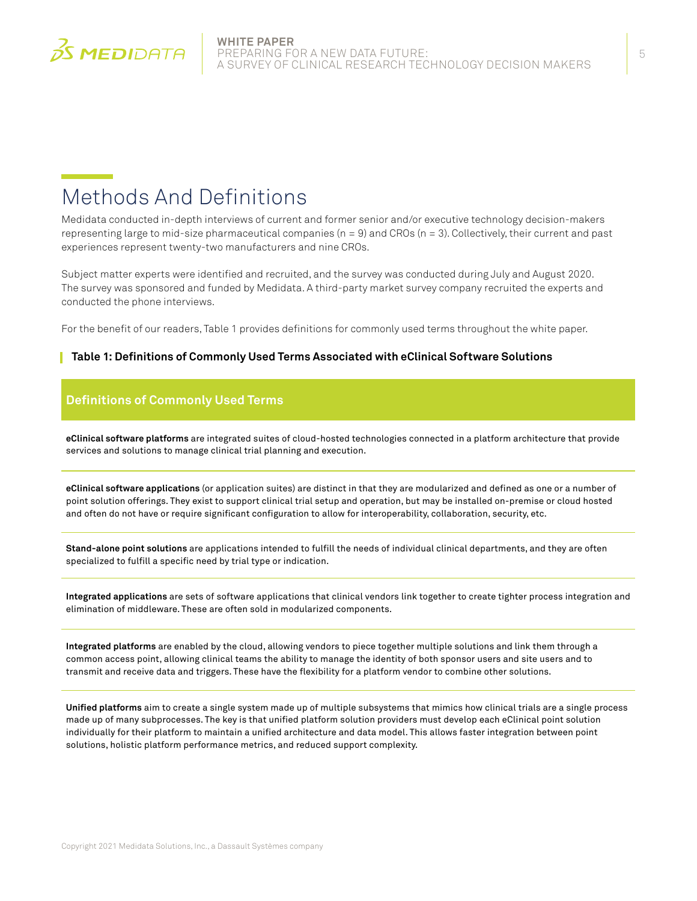# Methods And Definitions

Medidata conducted in-depth interviews of current and former senior and/or executive technology decision-makers representing large to mid-size pharmaceutical companies (n = 9) and CROs (n = 3). Collectively, their current and past experiences represent twenty-two manufacturers and nine CROs.

Subject matter experts were identified and recruited, and the survey was conducted during July and August 2020. The survey was sponsored and funded by Medidata. A third-party market survey company recruited the experts and conducted the phone interviews.

For the benefit of our readers, Table 1 provides definitions for commonly used terms throughout the white paper.

**Table 1: Definitions of Commonly Used Terms Associated with eClinical Software Solutions**

| Definitions of Commonly Used Terms |
| --- |
| **eClinical software platforms** are integrated suites of cloud-hosted technologies connected in a platform architecture that provide services and solutions to manage clinical trial planning and execution. |
| **eClinical software applications** (or application suites) are distinct in that they are modularized and defined as one or a number of point solution offerings. They exist to support clinical trial setup and operation, but may be installed on-premise or cloud hosted and often do not have or require significant configuration to allow for interoperability, collaboration, security, etc. |
| **Stand-alone point solutions** are applications intended to fulfill the needs of individual clinical departments, and they are often specialized to fulfill a specific need by trial type or indication. |
| **Integrated applications** are sets of software applications that clinical vendors link together to create tighter process integration and elimination of middleware. These are often sold in modularized components. |
| **Integrated platforms** are enabled by the cloud, allowing vendors to piece together multiple solutions and link them through a common access point, allowing clinical teams the ability to manage the identity of both sponsor users and site users and to transmit and receive data and triggers. These have the flexibility for a platform vendor to combine other solutions. |
| **Unified platforms** aim to create a single system made up of multiple subsystems that mimics how clinical trials are a single process made up of many subprocesses. The key is that unified platform solution providers must develop each eClinical point solution individually for their platform to maintain a unified architecture and data model. This allows faster integration between point solutions, holistic platform performance metrics, and reduced support complexity. |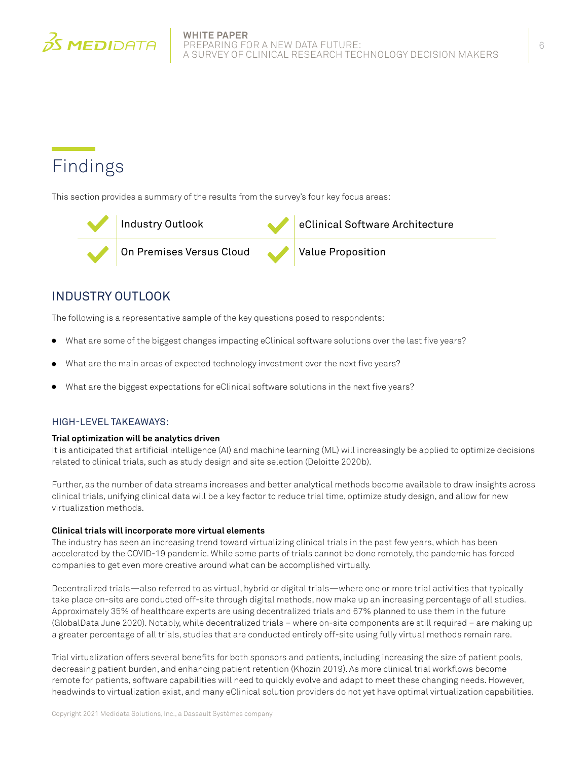# Findings

This section provides a summary of the results from the survey's four key focus areas:

- Industry Outlook
- eClinical Software Architecture
- On Premises Versus Cloud
- Value Proposition

## INDUSTRY OUTLOOK

The following is a representative sample of the key questions posed to respondents:

- What are some of the biggest changes impacting eClinical software solutions over the last five years?
- What are the main areas of expected technology investment over the next five years?
- What are the biggest expectations for eClinical software solutions in the next five years?

### HIGH-LEVEL TAKEAWAYS:

**Trial optimization will be analytics driven**

It is anticipated that artificial intelligence (AI) and machine learning (ML) will increasingly be applied to optimize decisions related to clinical trials, such as study design and site selection (Deloitte 2020b).

Further, as the number of data streams increases and better analytical methods become available to draw insights across clinical trials, unifying clinical data will be a key factor to reduce trial time, optimize study design, and allow for new virtualization methods.

**Clinical trials will incorporate more virtual elements**

The industry has seen an increasing trend toward virtualizing clinical trials in the past few years, which has been accelerated by the COVID-19 pandemic. While some parts of trials cannot be done remotely, the pandemic has forced companies to get even more creative around what can be accomplished virtually.

Decentralized trials—also referred to as virtual, hybrid or digital trials—where one or more trial activities that typically take place on-site are conducted off-site through digital methods, now make up an increasing percentage of all studies. Approximately 35% of healthcare experts are using decentralized trials and 67% planned to use them in the future (GlobalData June 2020). Notably, while decentralized trials – where on-site components are still required – are making up a greater percentage of all trials, studies that are conducted entirely off-site using fully virtual methods remain rare.

Trial virtualization offers several benefits for both sponsors and patients, including increasing the size of patient pools, decreasing patient burden, and enhancing patient retention (Khozin 2019). As more clinical trial workflows become remote for patients, software capabilities will need to quickly evolve and adapt to meet these changing needs. However, headwinds to virtualization exist, and many eClinical solution providers do not yet have optimal virtualization capabilities.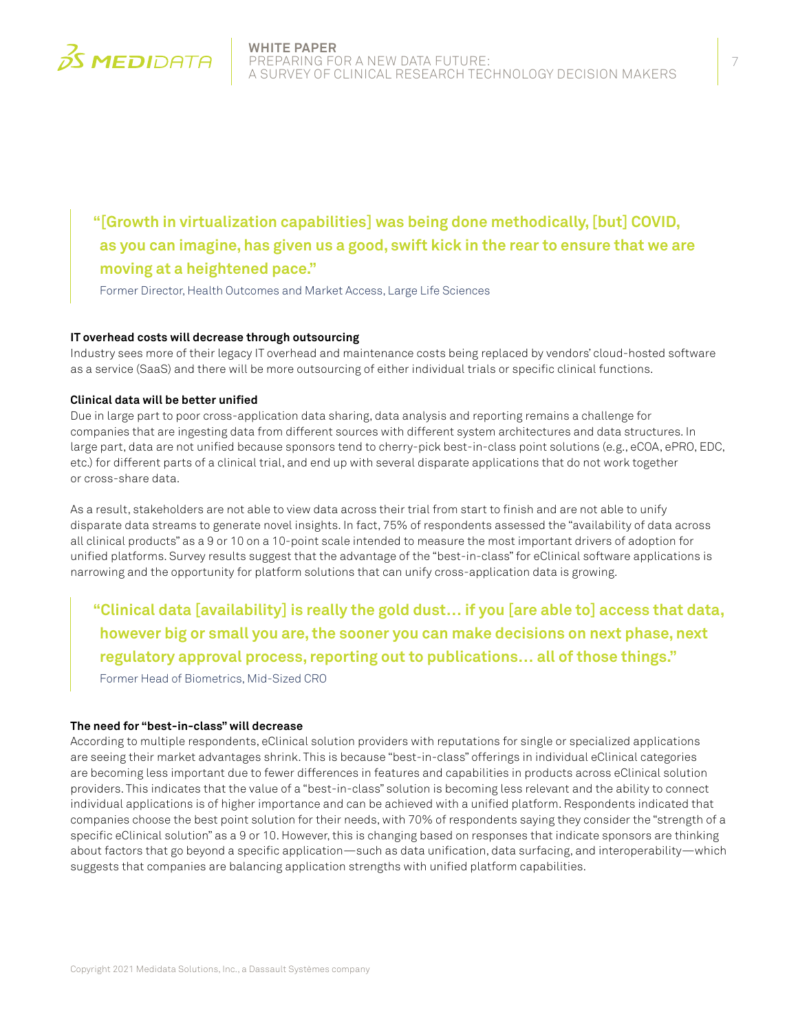> **"[Growth in virtualization capabilities] was being done methodically, [but] COVID, as you can imagine, has given us a good, swift kick in the rear to ensure that we are moving at a heightened pace."**
>
> Former Director, Health Outcomes and Market Access, Large Life Sciences

**IT overhead costs will decrease through outsourcing**

Industry sees more of their legacy IT overhead and maintenance costs being replaced by vendors' cloud-hosted software as a service (SaaS) and there will be more outsourcing of either individual trials or specific clinical functions.

**Clinical data will be better unified**

Due in large part to poor cross-application data sharing, data analysis and reporting remains a challenge for companies that are ingesting data from different sources with different system architectures and data structures. In large part, data are not unified because sponsors tend to cherry-pick best-in-class point solutions (e.g., eCOA, ePRO, EDC, etc.) for different parts of a clinical trial, and end up with several disparate applications that do not work together or cross-share data.

As a result, stakeholders are not able to view data across their trial from start to finish and are not able to unify disparate data streams to generate novel insights. In fact, 75% of respondents assessed the "availability of data across all clinical products" as a 9 or 10 on a 10-point scale intended to measure the most important drivers of adoption for unified platforms. Survey results suggest that the advantage of the "best-in-class" for eClinical software applications is narrowing and the opportunity for platform solutions that can unify cross-application data is growing.

> **"Clinical data [availability] is really the gold dust… if you [are able to] access that data, however big or small you are, the sooner you can make decisions on next phase, next regulatory approval process, reporting out to publications… all of those things."**
>
> Former Head of Biometrics, Mid-Sized CRO

**The need for "best-in-class" will decrease**

According to multiple respondents, eClinical solution providers with reputations for single or specialized applications are seeing their market advantages shrink. This is because "best-in-class" offerings in individual eClinical categories are becoming less important due to fewer differences in features and capabilities in products across eClinical solution providers. This indicates that the value of a "best-in-class" solution is becoming less relevant and the ability to connect individual applications is of higher importance and can be achieved with a unified platform. Respondents indicated that companies choose the best point solution for their needs, with 70% of respondents saying they consider the "strength of a specific eClinical solution" as a 9 or 10. However, this is changing based on responses that indicate sponsors are thinking about factors that go beyond a specific application—such as data unification, data surfacing, and interoperability—which suggests that companies are balancing application strengths with unified platform capabilities.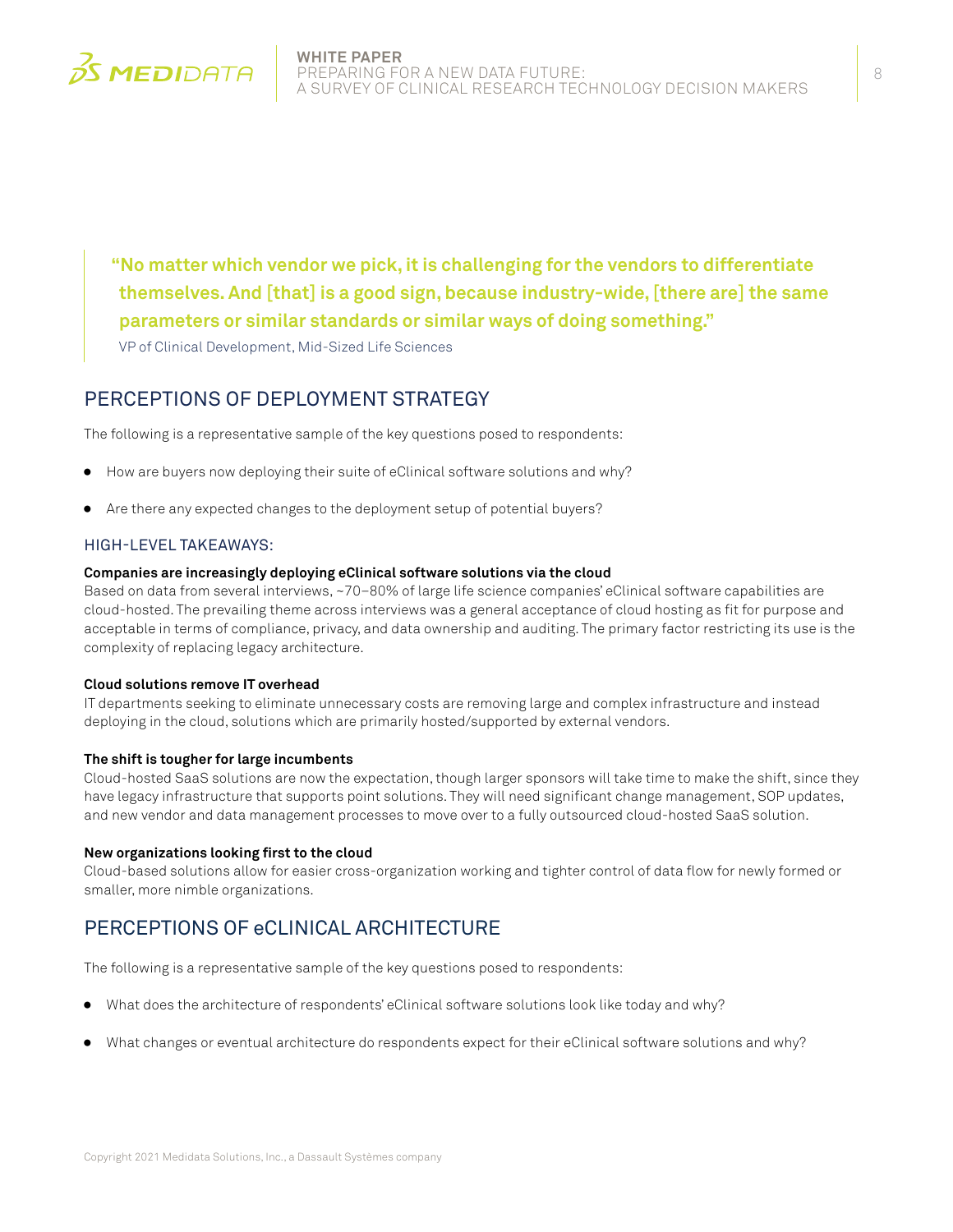> **"No matter which vendor we pick, it is challenging for the vendors to differentiate themselves. And [that] is a good sign, because industry-wide, [there are] the same parameters or similar standards or similar ways of doing something."**
>
> VP of Clinical Development, Mid-Sized Life Sciences

## PERCEPTIONS OF DEPLOYMENT STRATEGY

The following is a representative sample of the key questions posed to respondents:

- How are buyers now deploying their suite of eClinical software solutions and why?
- Are there any expected changes to the deployment setup of potential buyers?

### HIGH-LEVEL TAKEAWAYS:

**Companies are increasingly deploying eClinical software solutions via the cloud**
Based on data from several interviews, ~70–80% of large life science companies' eClinical software capabilities are cloud-hosted. The prevailing theme across interviews was a general acceptance of cloud hosting as fit for purpose and acceptable in terms of compliance, privacy, and data ownership and auditing. The primary factor restricting its use is the complexity of replacing legacy architecture.

**Cloud solutions remove IT overhead**
IT departments seeking to eliminate unnecessary costs are removing large and complex infrastructure and instead deploying in the cloud, solutions which are primarily hosted/supported by external vendors.

**The shift is tougher for large incumbents**
Cloud-hosted SaaS solutions are now the expectation, though larger sponsors will take time to make the shift, since they have legacy infrastructure that supports point solutions. They will need significant change management, SOP updates, and new vendor and data management processes to move over to a fully outsourced cloud-hosted SaaS solution.

**New organizations looking first to the cloud**
Cloud-based solutions allow for easier cross-organization working and tighter control of data flow for newly formed or smaller, more nimble organizations.

## PERCEPTIONS OF eCLINICAL ARCHITECTURE

The following is a representative sample of the key questions posed to respondents:

- What does the architecture of respondents' eClinical software solutions look like today and why?
- What changes or eventual architecture do respondents expect for their eClinical software solutions and why?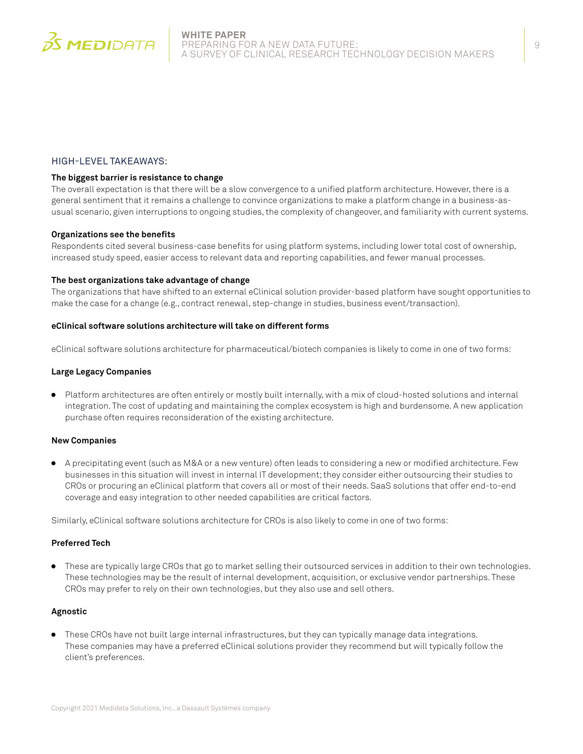## HIGH-LEVEL TAKEAWAYS:

**The biggest barrier is resistance to change**

The overall expectation is that there will be a slow convergence to a unified platform architecture. However, there is a general sentiment that it remains a challenge to convince organizations to make a platform change in a business-as-usual scenario, given interruptions to ongoing studies, the complexity of changeover, and familiarity with current systems.

**Organizations see the benefits**

Respondents cited several business-case benefits for using platform systems, including lower total cost of ownership, increased study speed, easier access to relevant data and reporting capabilities, and fewer manual processes.

**The best organizations take advantage of change**

The organizations that have shifted to an external eClinical solution provider-based platform have sought opportunities to make the case for a change (e.g., contract renewal, step-change in studies, business event/transaction).

**eClinical software solutions architecture will take on different forms**

eClinical software solutions architecture for pharmaceutical/biotech companies is likely to come in one of two forms:

**Large Legacy Companies**

- Platform architectures are often entirely or mostly built internally, with a mix of cloud-hosted solutions and internal integration. The cost of updating and maintaining the complex ecosystem is high and burdensome. A new application purchase often requires reconsideration of the existing architecture.

**New Companies**

- A precipitating event (such as M&A or a new venture) often leads to considering a new or modified architecture. Few businesses in this situation will invest in internal IT development; they consider either outsourcing their studies to CROs or procuring an eClinical platform that covers all or most of their needs. SaaS solutions that offer end-to-end coverage and easy integration to other needed capabilities are critical factors.

Similarly, eClinical software solutions architecture for CROs is also likely to come in one of two forms:

**Preferred Tech**

- These are typically large CROs that go to market selling their outsourced services in addition to their own technologies. These technologies may be the result of internal development, acquisition, or exclusive vendor partnerships. These CROs may prefer to rely on their own technologies, but they also use and sell others.

**Agnostic**

- These CROs have not built large internal infrastructures, but they can typically manage data integrations. These companies may have a preferred eClinical solutions provider they recommend but will typically follow the client's preferences.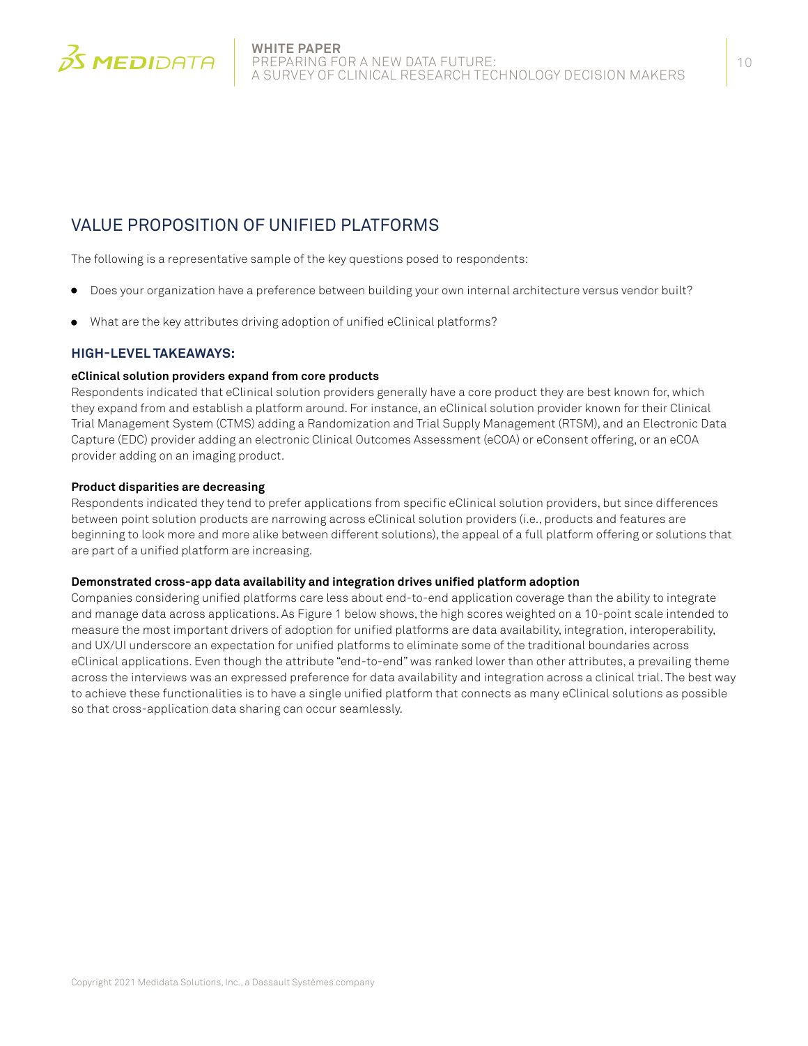## VALUE PROPOSITION OF UNIFIED PLATFORMS

The following is a representative sample of the key questions posed to respondents:

- Does your organization have a preference between building your own internal architecture versus vendor built?
- What are the key attributes driving adoption of unified eClinical platforms?

### HIGH-LEVEL TAKEAWAYS:

**eClinical solution providers expand from core products**

Respondents indicated that eClinical solution providers generally have a core product they are best known for, which they expand from and establish a platform around. For instance, an eClinical solution provider known for their Clinical Trial Management System (CTMS) adding a Randomization and Trial Supply Management (RTSM), and an Electronic Data Capture (EDC) provider adding an electronic Clinical Outcomes Assessment (eCOA) or eConsent offering, or an eCOA provider adding on an imaging product.

**Product disparities are decreasing**

Respondents indicated they tend to prefer applications from specific eClinical solution providers, but since differences between point solution products are narrowing across eClinical solution providers (i.e., products and features are beginning to look more and more alike between different solutions), the appeal of a full platform offering or solutions that are part of a unified platform are increasing.

**Demonstrated cross-app data availability and integration drives unified platform adoption**

Companies considering unified platforms care less about end-to-end application coverage than the ability to integrate and manage data across applications. As Figure 1 below shows, the high scores weighted on a 10-point scale intended to measure the most important drivers of adoption for unified platforms are data availability, integration, interoperability, and UX/UI underscore an expectation for unified platforms to eliminate some of the traditional boundaries across eClinical applications. Even though the attribute "end-to-end" was ranked lower than other attributes, a prevailing theme across the interviews was an expressed preference for data availability and integration across a clinical trial. The best way to achieve these functionalities is to have a single unified platform that connects as many eClinical solutions as possible so that cross-application data sharing can occur seamlessly.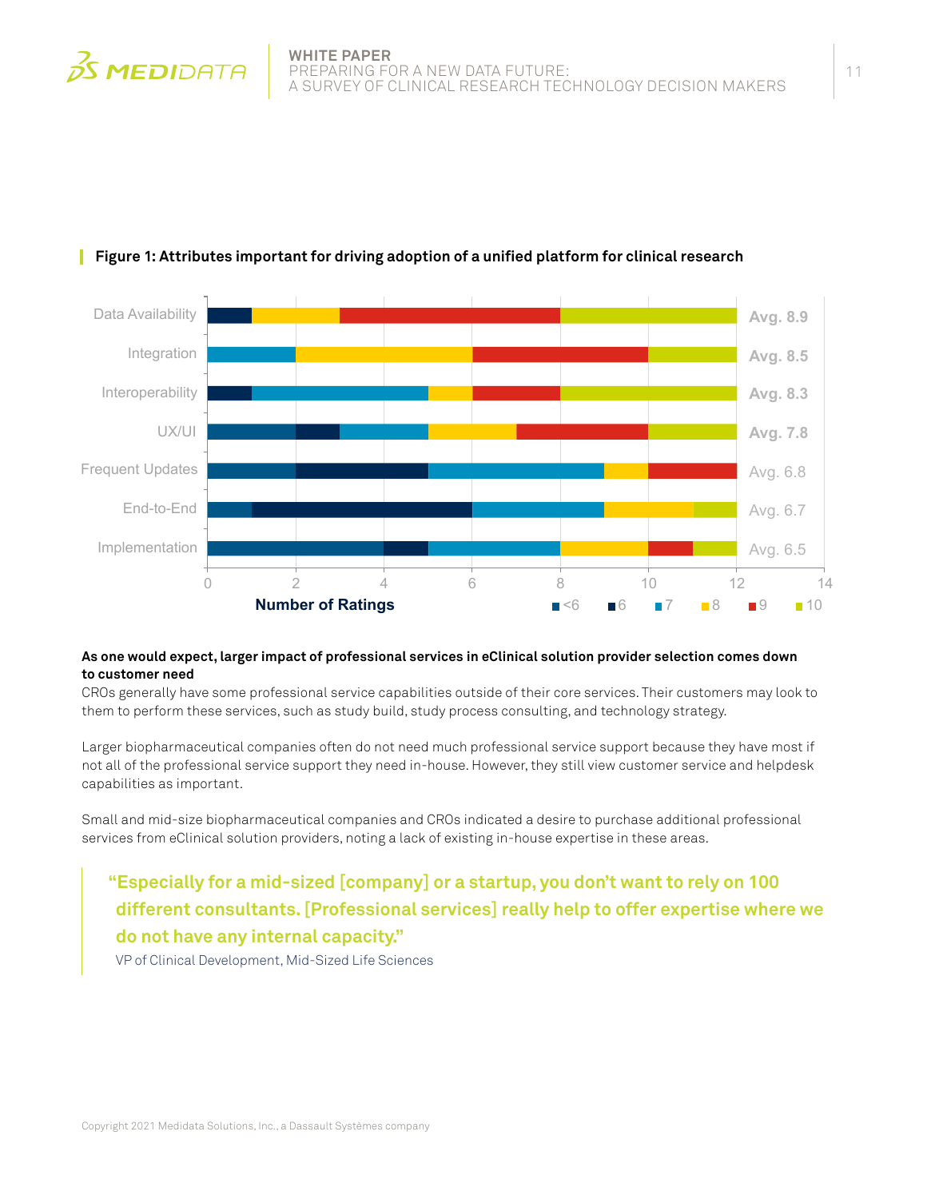**Figure 1: Attributes important for driving adoption of a unified platform for clinical research**

| Attribute | <6 | 6 | 7 | 8 | 9 | 10 | Average |
|---|---|---|---|---|---|---|---|
| Data Availability | 0 | 1 | 0 | 2 | 5 | 4 | Avg. 8.9 |
| Integration | 0 | 0 | 2 | 4 | 4 | 2 | Avg. 8.5 |
| Interoperability | 0 | 1 | 4 | 1 | 2 | 4 | Avg. 8.3 |
| UX/UI | 2 | 1 | 2 | 2 | 3 | 2 | Avg. 7.8 |
| Frequent Updates | 2 | 3 | 4 | 1 | 2 | 0 | Avg. 6.8 |
| End-to-End | 1 | 5 | 3 | 2 | 0 | 1 | Avg. 6.7 |
| Implementation | 4 | 1 | 3 | 2 | 1 | 1 | Avg. 6.5 |

Number of Ratings

**As one would expect, larger impact of professional services in eClinical solution provider selection comes down to customer need**

CROs generally have some professional service capabilities outside of their core services. Their customers may look to them to perform these services, such as study build, study process consulting, and technology strategy.

Larger biopharmaceutical companies often do not need much professional service support because they have most if not all of the professional service support they need in-house. However, they still view customer service and helpdesk capabilities as important.

Small and mid-size biopharmaceutical companies and CROs indicated a desire to purchase additional professional services from eClinical solution providers, noting a lack of existing in-house expertise in these areas.

> **"Especially for a mid-sized [company] or a startup, you don't want to rely on 100 different consultants. [Professional services] really help to offer expertise where we do not have any internal capacity."**
>
> VP of Clinical Development, Mid-Sized Life Sciences

Copyright 2021 Medidata Solutions, Inc., a Dassault Systèmes company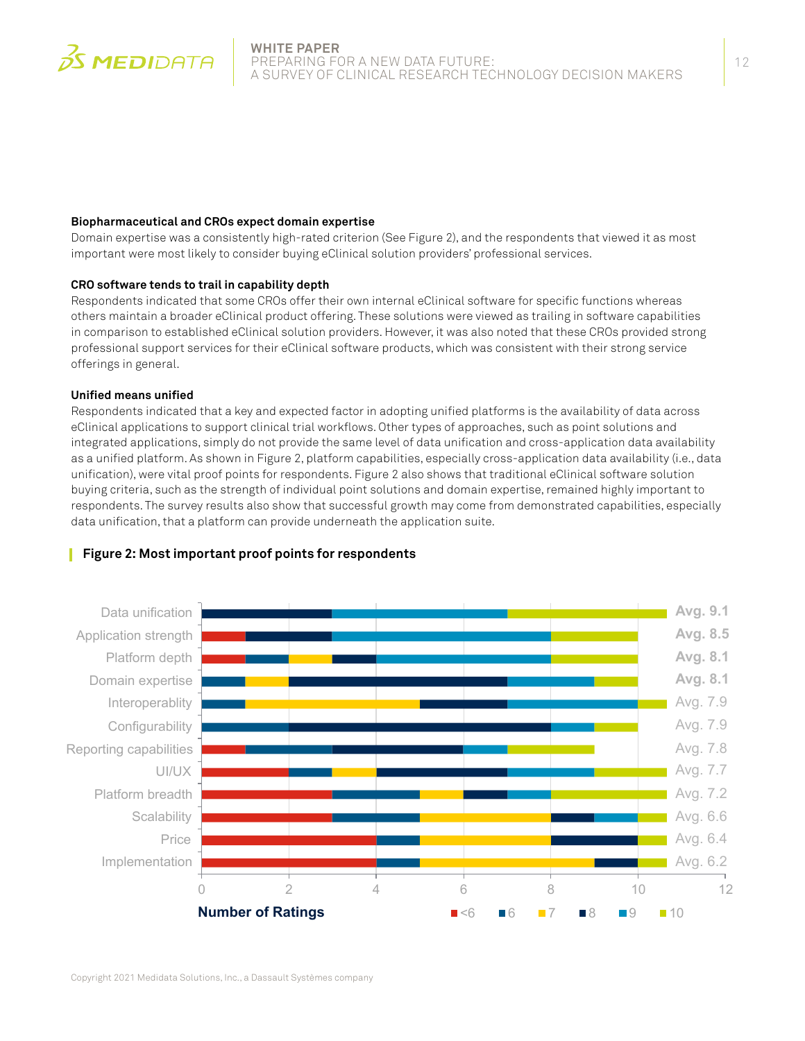**Biopharmaceutical and CROs expect domain expertise**

Domain expertise was a consistently high-rated criterion (See Figure 2), and the respondents that viewed it as most important were most likely to consider buying eClinical solution providers' professional services.

**CRO software tends to trail in capability depth**

Respondents indicated that some CROs offer their own internal eClinical software for specific functions whereas others maintain a broader eClinical product offering. These solutions were viewed as trailing in software capabilities in comparison to established eClinical solution providers. However, it was also noted that these CROs provided strong professional support services for their eClinical software products, which was consistent with their strong service offerings in general.

**Unified means unified**

Respondents indicated that a key and expected factor in adopting unified platforms is the availability of data across eClinical applications to support clinical trial workflows. Other types of approaches, such as point solutions and integrated applications, simply do not provide the same level of data unification and cross-application data availability as a unified platform. As shown in Figure 2, platform capabilities, especially cross-application data availability (i.e., data unification), were vital proof points for respondents. Figure 2 also shows that traditional eClinical software solution buying criteria, such as the strength of individual point solutions and domain expertise, remained highly important to respondents. The survey results also show that successful growth may come from demonstrated capabilities, especially data unification, that a platform can provide underneath the application suite.

**Figure 2: Most important proof points for respondents**

| Proof point | Average |
| --- | --- |
| Data unification | Avg. 9.1 |
| Application strength | Avg. 8.5 |
| Platform depth | Avg. 8.1 |
| Domain expertise | Avg. 8.1 |
| Interoperablity | Avg. 7.9 |
| Configurability | Avg. 7.9 |
| Reporting capabilities | Avg. 7.8 |
| UI/UX | Avg. 7.7 |
| Platform breadth | Avg. 7.2 |
| Scalability | Avg. 6.6 |
| Price | Avg. 6.4 |
| Implementation | Avg. 6.2 |

Number of Ratings (legend: <6, 6, 7, 8, 9, 10)

Copyright 2021 Medidata Solutions, Inc., a Dassault Systèmes company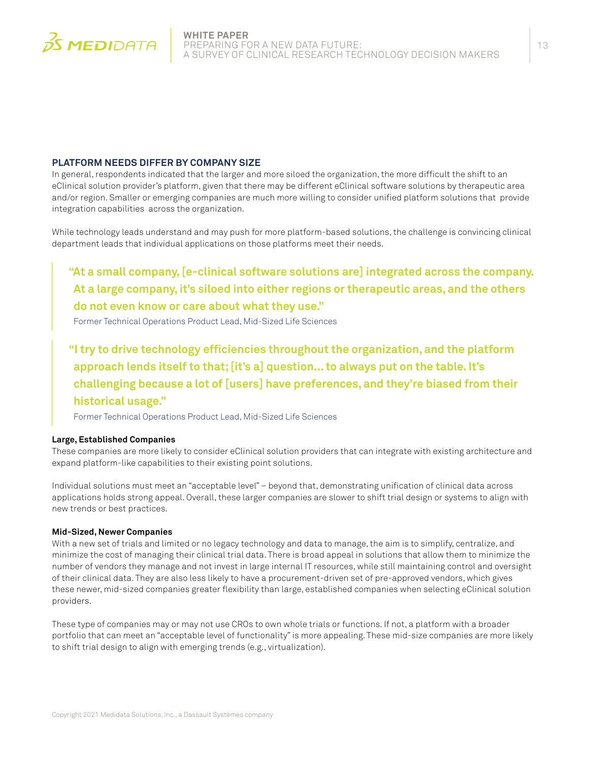## PLATFORM NEEDS DIFFER BY COMPANY SIZE

In general, respondents indicated that the larger and more siloed the organization, the more difficult the shift to an eClinical solution provider's platform, given that there may be different eClinical software solutions by therapeutic area and/or region. Smaller or emerging companies are much more willing to consider unified platform solutions that provide integration capabilities across the organization.

While technology leads understand and may push for more platform-based solutions, the challenge is convincing clinical department leads that individual applications on those platforms meet their needs.

> **"At a small company, [e-clinical software solutions are] integrated across the company. At a large company, it's siloed into either regions or therapeutic areas, and the others do not even know or care about what they use."**
>
> Former Technical Operations Product Lead, Mid-Sized Life Sciences

> **"I try to drive technology efficiencies throughout the organization, and the platform approach lends itself to that; [it's a] question… to always put on the table. It's challenging because a lot of [users] have preferences, and they're biased from their historical usage."**
>
> Former Technical Operations Product Lead, Mid-Sized Life Sciences

**Large, Established Companies**

These companies are more likely to consider eClinical solution providers that can integrate with existing architecture and expand platform-like capabilities to their existing point solutions.

Individual solutions must meet an "acceptable level" – beyond that, demonstrating unification of clinical data across applications holds strong appeal. Overall, these larger companies are slower to shift trial design or systems to align with new trends or best practices.

**Mid-Sized, Newer Companies**

With a new set of trials and limited or no legacy technology and data to manage, the aim is to simplify, centralize, and minimize the cost of managing their clinical trial data. There is broad appeal in solutions that allow them to minimize the number of vendors they manage and not invest in large internal IT resources, while still maintaining control and oversight of their clinical data. They are also less likely to have a procurement-driven set of pre-approved vendors, which gives these newer, mid-sized companies greater flexibility than large, established companies when selecting eClinical solution providers.

These type of companies may or may not use CROs to own whole trials or functions. If not, a platform with a broader portfolio that can meet an "acceptable level of functionality" is more appealing. These mid-size companies are more likely to shift trial design to align with emerging trends (e.g., virtualization).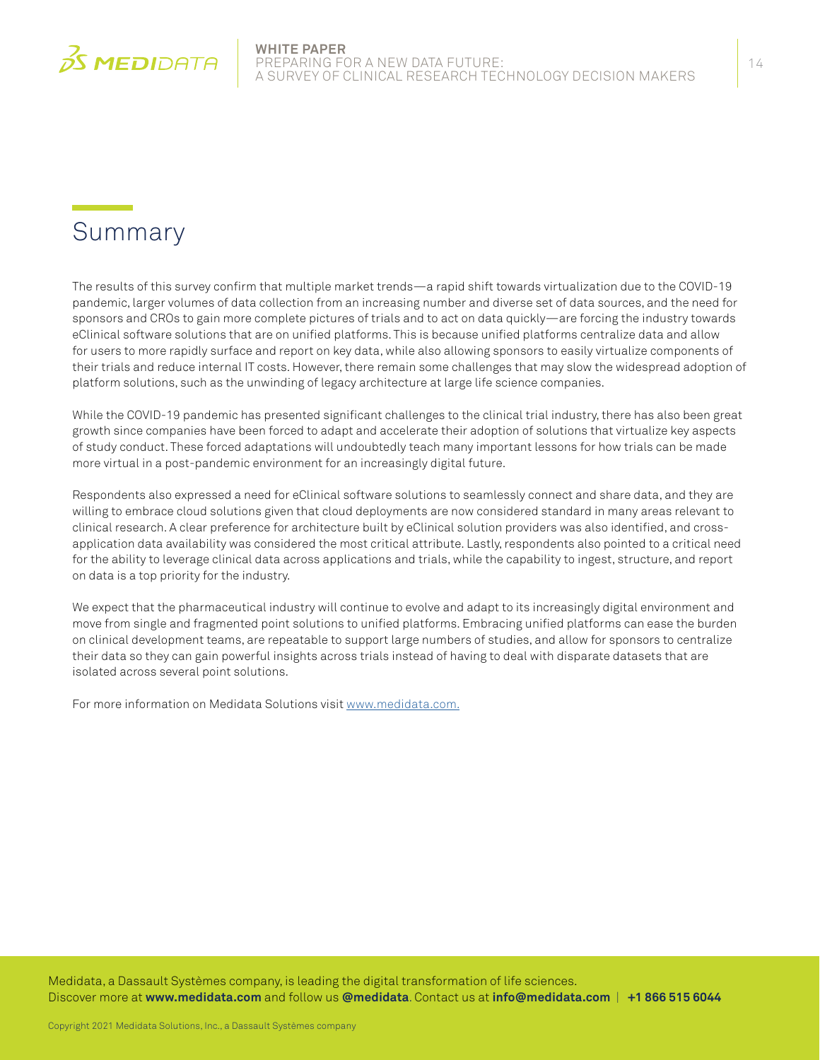## Summary

The results of this survey confirm that multiple market trends—a rapid shift towards virtualization due to the COVID-19 pandemic, larger volumes of data collection from an increasing number and diverse set of data sources, and the need for sponsors and CROs to gain more complete pictures of trials and to act on data quickly—are forcing the industry towards eClinical software solutions that are on unified platforms. This is because unified platforms centralize data and allow for users to more rapidly surface and report on key data, while also allowing sponsors to easily virtualize components of their trials and reduce internal IT costs. However, there remain some challenges that may slow the widespread adoption of platform solutions, such as the unwinding of legacy architecture at large life science companies.

While the COVID-19 pandemic has presented significant challenges to the clinical trial industry, there has also been great growth since companies have been forced to adapt and accelerate their adoption of solutions that virtualize key aspects of study conduct. These forced adaptations will undoubtedly teach many important lessons for how trials can be made more virtual in a post-pandemic environment for an increasingly digital future.

Respondents also expressed a need for eClinical software solutions to seamlessly connect and share data, and they are willing to embrace cloud solutions given that cloud deployments are now considered standard in many areas relevant to clinical research. A clear preference for architecture built by eClinical solution providers was also identified, and cross-application data availability was considered the most critical attribute. Lastly, respondents also pointed to a critical need for the ability to leverage clinical data across applications and trials, while the capability to ingest, structure, and report on data is a top priority for the industry.

We expect that the pharmaceutical industry will continue to evolve and adapt to its increasingly digital environment and move from single and fragmented point solutions to unified platforms. Embracing unified platforms can ease the burden on clinical development teams, are repeatable to support large numbers of studies, and allow for sponsors to centralize their data so they can gain powerful insights across trials instead of having to deal with disparate datasets that are isolated across several point solutions.

For more information on Medidata Solutions visit [www.medidata.com.](http://www.medidata.com)

Medidata, a Dassault Systèmes company, is leading the digital transformation of life sciences.
Discover more at **www.medidata.com** and follow us **@medidata**. Contact us at **info@medidata.com** | **+1 866 515 6044**

Copyright 2021 Medidata Solutions, Inc., a Dassault Systèmes company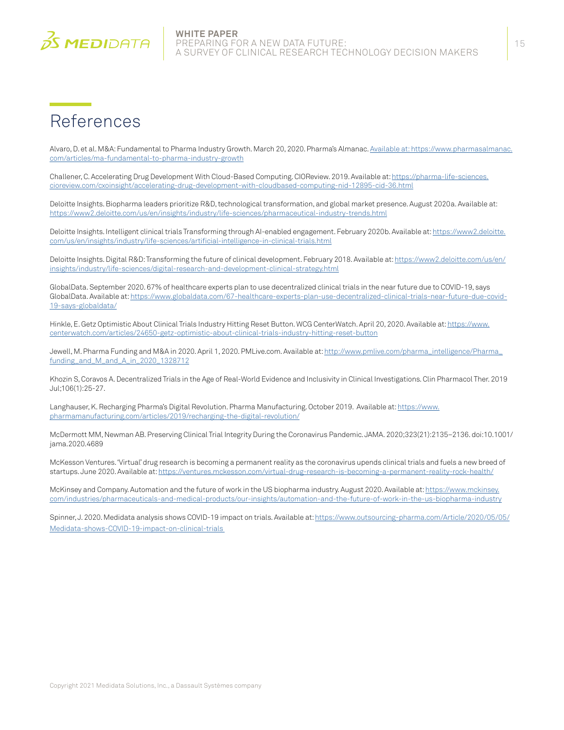# References

Alvaro, D. et al. M&A: Fundamental to Pharma Industry Growth. March 20, 2020. Pharma's Almanac. Available at: https://www.pharmasalmanac.com/articles/ma-fundamental-to-pharma-industry-growth

Challener, C. Accelerating Drug Development With Cloud-Based Computing. CIOReview. 2019. Available at: https://pharma-life-sciences.cioreview.com/cxoinsight/accelerating-drug-development-with-cloudbased-computing-nid-12895-cid-36.html

Deloitte Insights. Biopharma leaders prioritize R&D, technological transformation, and global market presence. August 2020a. Available at: https://www2.deloitte.com/us/en/insights/industry/life-sciences/pharmaceutical-industry-trends.html

Deloitte Insights. Intelligent clinical trials Transforming through AI-enabled engagement. February 2020b. Available at: https://www2.deloitte.com/us/en/insights/industry/life-sciences/artificial-intelligence-in-clinical-trials.html

Deloitte Insights. Digital R&D: Transforming the future of clinical development. February 2018. Available at: https://www2.deloitte.com/us/en/insights/industry/life-sciences/digital-research-and-development-clinical-strategy.html

GlobalData. September 2020. 67% of healthcare experts plan to use decentralized clinical trials in the near future due to COVID-19, says GlobalData. Available at: https://www.globaldata.com/67-healthcare-experts-plan-use-decentralized-clinical-trials-near-future-due-covid-19-says-globaldata/

Hinkle, E. Getz Optimistic About Clinical Trials Industry Hitting Reset Button. WCG CenterWatch. April 20, 2020. Available at: https://www.centerwatch.com/articles/24650-getz-optimistic-about-clinical-trials-industry-hitting-reset-button

Jewell, M. Pharma Funding and M&A in 2020. April 1, 2020. PMLive.com. Available at: http://www.pmlive.com/pharma_intelligence/Pharma_funding_and_M_and_A_in_2020_1328712

Khozin S, Coravos A. Decentralized Trials in the Age of Real-World Evidence and Inclusivity in Clinical Investigations. Clin Pharmacol Ther. 2019 Jul;106(1):25-27.

Langhauser, K. Recharging Pharma's Digital Revolution. Pharma Manufacturing. October 2019. Available at: https://www.pharmamanufacturing.com/articles/2019/recharging-the-digital-revolution/

McDermott MM, Newman AB. Preserving Clinical Trial Integrity During the Coronavirus Pandemic. JAMA. 2020;323(21):2135–2136. doi:10.1001/jama.2020.4689

McKesson Ventures. 'Virtual' drug research is becoming a permanent reality as the coronavirus upends clinical trials and fuels a new breed of startups. June 2020. Available at: https://ventures.mckesson.com/virtual-drug-research-is-becoming-a-permanent-reality-rock-health/

McKinsey and Company. Automation and the future of work in the US biopharma industry. August 2020. Available at: https://www.mckinsey.com/industries/pharmaceuticals-and-medical-products/our-insights/automation-and-the-future-of-work-in-the-us-biopharma-industry

Spinner, J. 2020. Medidata analysis shows COVID-19 impact on trials. Available at: https://www.outsourcing-pharma.com/Article/2020/05/05/Medidata-shows-COVID-19-impact-on-clinical-trials

Copyright 2021 Medidata Solutions, Inc., a Dassault Systèmes company